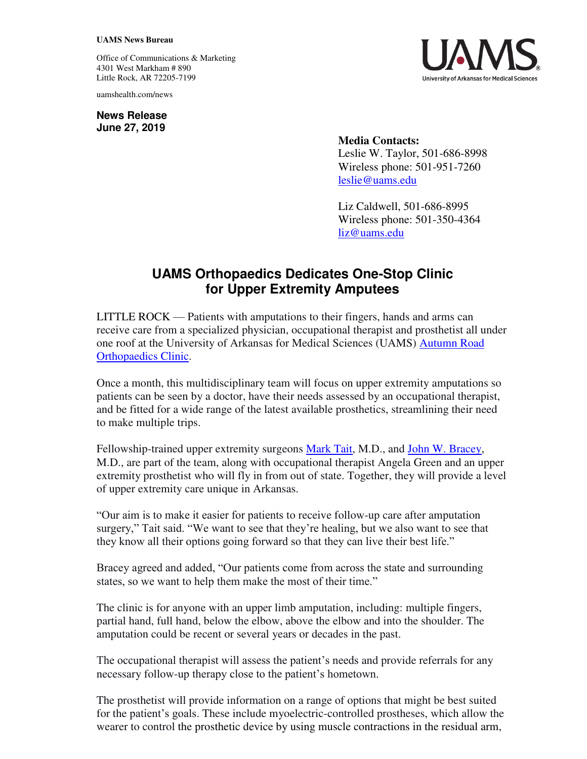**UAMS News Bureau**

Office of Communications & Marketing
4301 West Markham # 890
Little Rock, AR 72205-7199

uamshealth.com/news

**News Release**
**June 27, 2019**

**Media Contacts:**
Leslie W. Taylor, 501-686-8998
Wireless phone: 501-951-7260
leslie@uams.edu

Liz Caldwell, 501-686-8995
Wireless phone: 501-350-4364
liz@uams.edu

# UAMS Orthopaedics Dedicates One-Stop Clinic for Upper Extremity Amputees

LITTLE ROCK — Patients with amputations to their fingers, hands and arms can receive care from a specialized physician, occupational therapist and prosthetist all under one roof at the University of Arkansas for Medical Sciences (UAMS) Autumn Road Orthopaedics Clinic.

Once a month, this multidisciplinary team will focus on upper extremity amputations so patients can be seen by a doctor, have their needs assessed by an occupational therapist, and be fitted for a wide range of the latest available prosthetics, streamlining their need to make multiple trips.

Fellowship-trained upper extremity surgeons Mark Tait, M.D., and John W. Bracey, M.D., are part of the team, along with occupational therapist Angela Green and an upper extremity prosthetist who will fly in from out of state. Together, they will provide a level of upper extremity care unique in Arkansas.

"Our aim is to make it easier for patients to receive follow-up care after amputation surgery," Tait said. "We want to see that they're healing, but we also want to see that they know all their options going forward so that they can live their best life."

Bracey agreed and added, "Our patients come from across the state and surrounding states, so we want to help them make the most of their time."

The clinic is for anyone with an upper limb amputation, including: multiple fingers, partial hand, full hand, below the elbow, above the elbow and into the shoulder. The amputation could be recent or several years or decades in the past.

The occupational therapist will assess the patient's needs and provide referrals for any necessary follow-up therapy close to the patient's hometown.

The prosthetist will provide information on a range of options that might be best suited for the patient's goals. These include myoelectric-controlled prostheses, which allow the wearer to control the prosthetic device by using muscle contractions in the residual arm,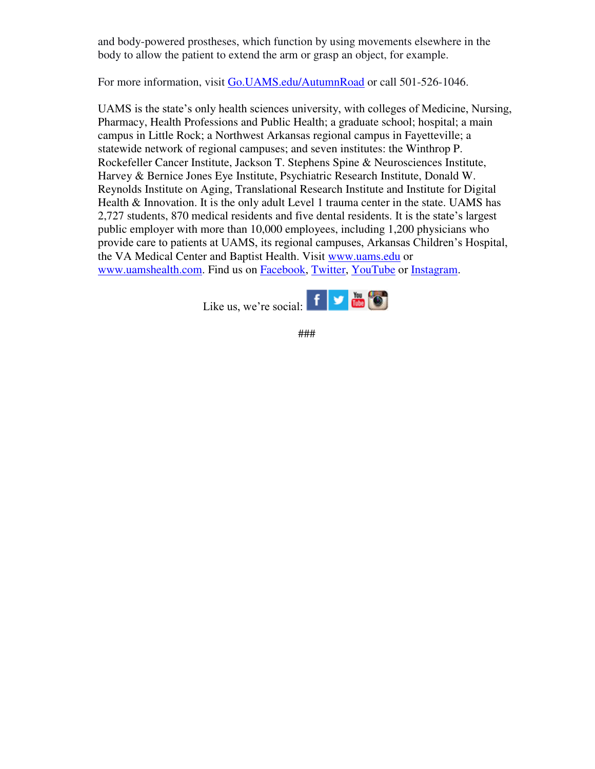and body-powered prostheses, which function by using movements elsewhere in the body to allow the patient to extend the arm or grasp an object, for example.

For more information, visit [Go.UAMS.edu/AutumnRoad](Go.UAMS.edu/AutumnRoad) or call 501-526-1046.

UAMS is the state's only health sciences university, with colleges of Medicine, Nursing, Pharmacy, Health Professions and Public Health; a graduate school; hospital; a main campus in Little Rock; a Northwest Arkansas regional campus in Fayetteville; a statewide network of regional campuses; and seven institutes: the Winthrop P. Rockefeller Cancer Institute, Jackson T. Stephens Spine & Neurosciences Institute, Harvey & Bernice Jones Eye Institute, Psychiatric Research Institute, Donald W. Reynolds Institute on Aging, Translational Research Institute and Institute for Digital Health & Innovation. It is the only adult Level 1 trauma center in the state. UAMS has 2,727 students, 870 medical residents and five dental residents. It is the state's largest public employer with more than 10,000 employees, including 1,200 physicians who provide care to patients at UAMS, its regional campuses, Arkansas Children's Hospital, the VA Medical Center and Baptist Health. Visit [www.uams.edu](www.uams.edu) or [www.uamshealth.com](www.uamshealth.com). Find us on Facebook, Twitter, YouTube or Instagram.

Like us, we're social:

###